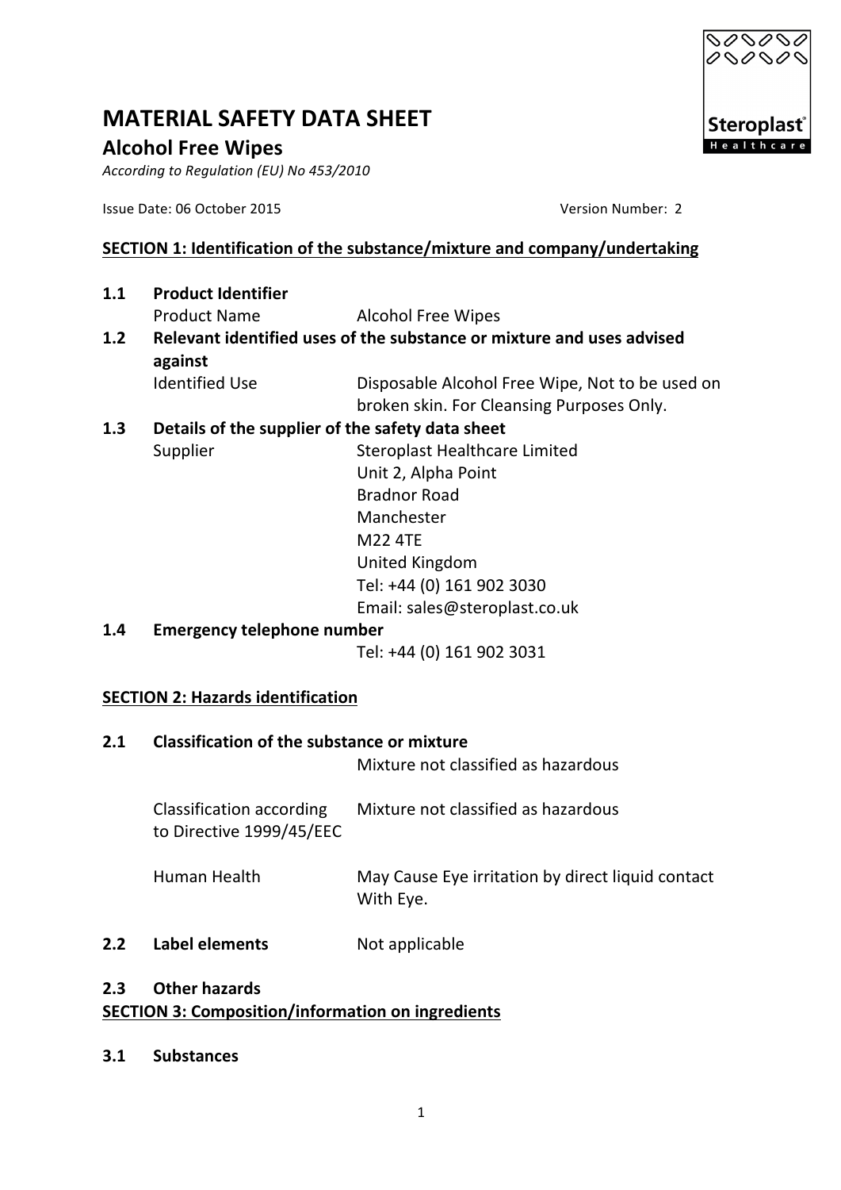# MATERIAL SAFETY DATA SHEET

## Alcohol Free Wipes

*According to Regulation (EU) No 453/2010*

Issue Date: 06 October 2015 Version Number: 2

### SECTION 1: Identification of the substance/mixture and company/undertaking

**1.1 Product Identifier**

| | |
|---|---|
| Product Name | Alcohol Free Wipes |

**1.2 Relevant identified uses of the substance or mixture and uses advised against**

| | |
|---|---|
| Identified Use | Disposable Alcohol Free Wipe, Not to be used on broken skin. For Cleansing Purposes Only. |

**1.3 Details of the supplier of the safety data sheet**

| | |
|---|---|
| Supplier | Steroplast Healthcare Limited<br>Unit 2, Alpha Point<br>Bradnor Road<br>Manchester<br>M22 4TE<br>United Kingdom<br>Tel: +44 (0) 161 902 3030<br>Email: sales@steroplast.co.uk |

**1.4 Emergency telephone number**

Tel: +44 (0) 161 902 3031

### SECTION 2: Hazards identification

**2.1 Classification of the substance or mixture**

Mixture not classified as hazardous

| | |
|---|---|
| Classification according to Directive 1999/45/EEC | Mixture not classified as hazardous |
| Human Health | May Cause Eye irritation by direct liquid contact With Eye. |

**2.2 Label elements** Not applicable

**2.3 Other hazards**

### SECTION 3: Composition/information on ingredients

**3.1 Substances**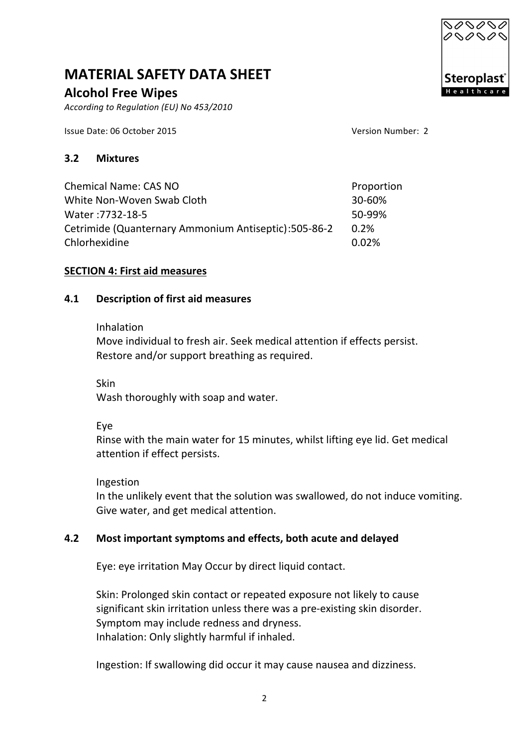# MATERIAL SAFETY DATA SHEET

## Alcohol Free Wipes

*According to Regulation (EU) No 453/2010*

Issue Date: 06 October 2015 Version Number: 2

### 3.2 Mixtures

| Chemical Name: CAS NO | Proportion |
|---|---|
| White Non-Woven Swab Cloth | 30-60% |
| Water :7732-18-5 | 50-99% |
| Cetrimide (Quanternary Ammonium Antiseptic):505-86-2 | 0.2% |
| Chlorhexidine | 0.02% |

### SECTION 4: First aid measures

### 4.1 Description of first aid measures

Inhalation
Move individual to fresh air. Seek medical attention if effects persist. Restore and/or support breathing as required.

Skin
Wash thoroughly with soap and water.

Eye
Rinse with the main water for 15 minutes, whilst lifting eye lid. Get medical attention if effect persists.

Ingestion
In the unlikely event that the solution was swallowed, do not induce vomiting. Give water, and get medical attention.

### 4.2 Most important symptoms and effects, both acute and delayed

Eye: eye irritation May Occur by direct liquid contact.

Skin: Prolonged skin contact or repeated exposure not likely to cause significant skin irritation unless there was a pre-existing skin disorder. Symptom may include redness and dryness.
Inhalation: Only slightly harmful if inhaled.

Ingestion: If swallowing did occur it may cause nausea and dizziness.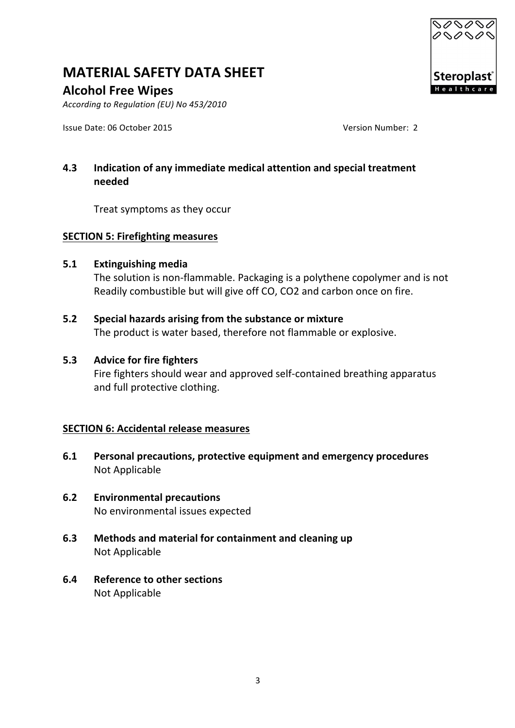#### 4.3 Indication of any immediate medical attention and special treatment needed

Treat symptoms as they occur

## SECTION 5: Firefighting measures

#### 5.1 Extinguishing media

The solution is non-flammable. Packaging is a polythene copolymer and is not Readily combustible but will give off CO, $CO_2$ and carbon once on fire.

#### 5.2 Special hazards arising from the substance or mixture

The product is water based, therefore not flammable or explosive.

#### 5.3 Advice for fire fighters

Fire fighters should wear and approved self-contained breathing apparatus and full protective clothing.

## SECTION 6: Accidental release measures

#### 6.1 Personal precautions, protective equipment and emergency procedures

Not Applicable

#### 6.2 Environmental precautions

No environmental issues expected

#### 6.3 Methods and material for containment and cleaning up

Not Applicable

#### 6.4 Reference to other sections

Not Applicable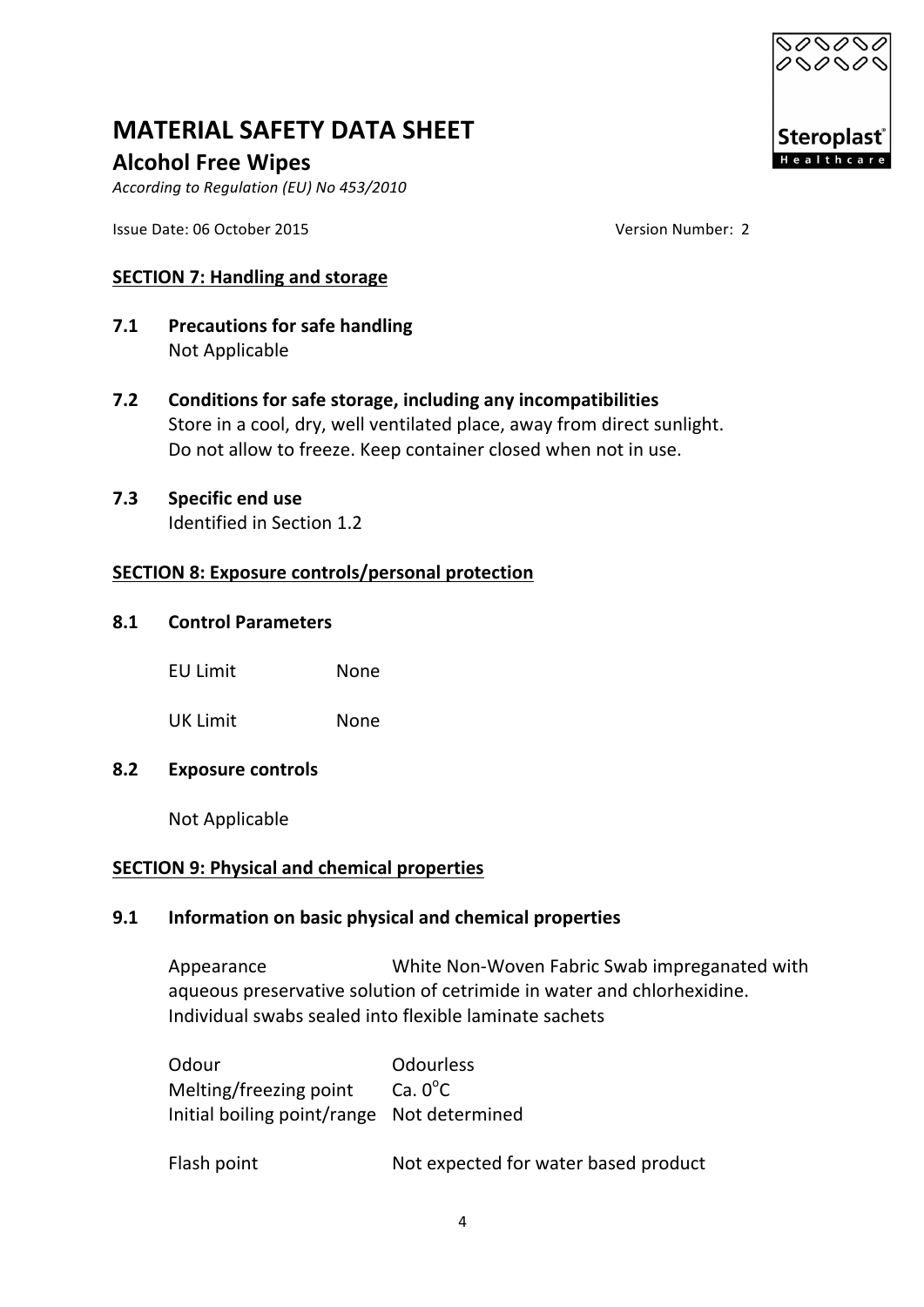# MATERIAL SAFETY DATA SHEET

## Alcohol Free Wipes

*According to Regulation (EU) No 453/2010*

Issue Date: 06 October 2015 Version Number: 2

### SECTION 7: Handling and storage

**7.1 Precautions for safe handling**
Not Applicable

**7.2 Conditions for safe storage, including any incompatibilities**
Store in a cool, dry, well ventilated place, away from direct sunlight.
Do not allow to freeze. Keep container closed when not in use.

**7.3 Specific end use**
Identified in Section 1.2

### SECTION 8: Exposure controls/personal protection

**8.1 Control Parameters**

| | |
|---|---|
| EU Limit | None |
| UK Limit | None |

**8.2 Exposure controls**

Not Applicable

### SECTION 9: Physical and chemical properties

**9.1 Information on basic physical and chemical properties**

Appearance White Non-Woven Fabric Swab impreganated with aqueous preservative solution of cetrimide in water and chlorhexidine. Individual swabs sealed into flexible laminate sachets

| | |
|---|---|
| Odour | Odourless |
| Melting/freezing point | Ca. $0^{o}C$ |
| Initial boiling point/range | Not determined |
| Flash point | Not expected for water based product |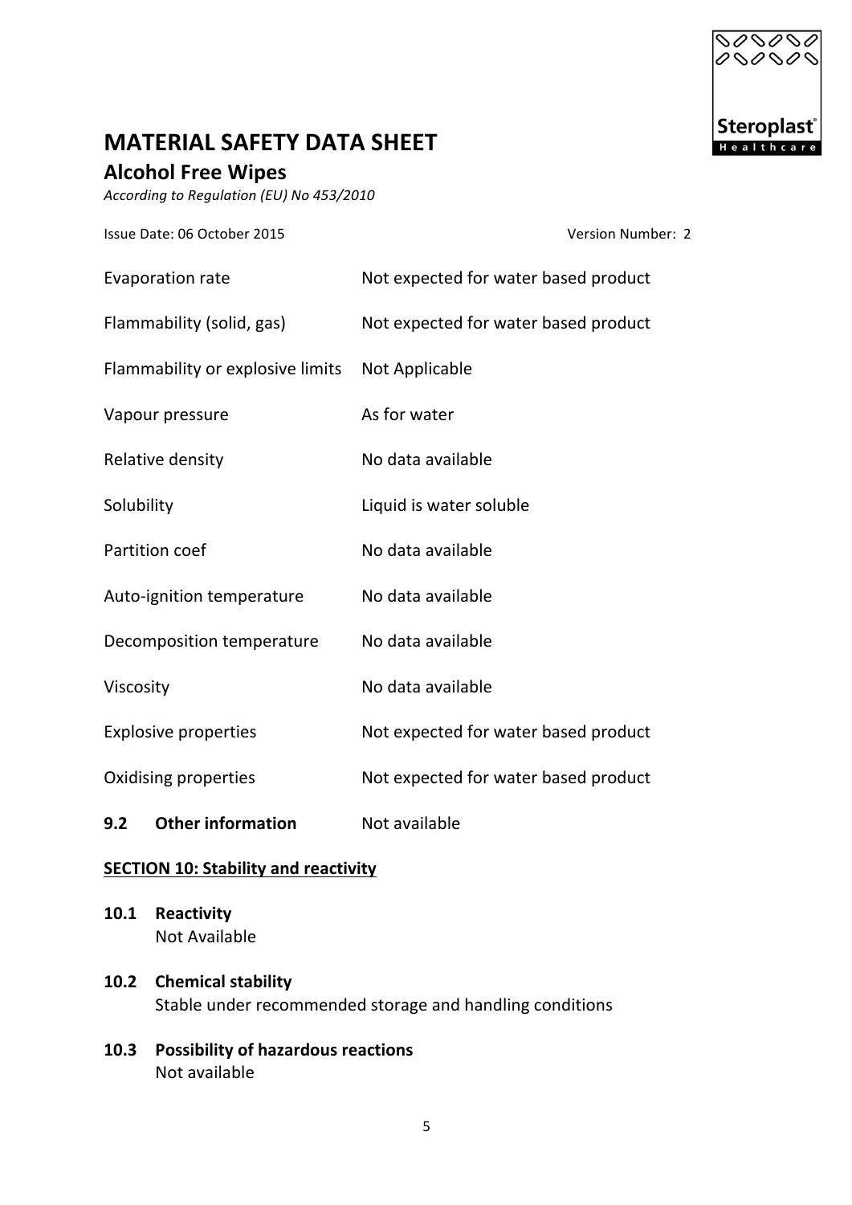| | |
|---|---|
| Evaporation rate | Not expected for water based product |
| Flammability (solid, gas) | Not expected for water based product |
| Flammability or explosive limits | Not Applicable |
| Vapour pressure | As for water |
| Relative density | No data available |
| Solubility | Liquid is water soluble |
| Partition coef | No data available |
| Auto-ignition temperature | No data available |
| Decomposition temperature | No data available |
| Viscosity | No data available |
| Explosive properties | Not expected for water based product |
| Oxidising properties | Not expected for water based product |

**9.2 Other information** Not available

## SECTION 10: Stability and reactivity

**10.1 Reactivity**
Not Available

**10.2 Chemical stability**
Stable under recommended storage and handling conditions

**10.3 Possibility of hazardous reactions**
Not available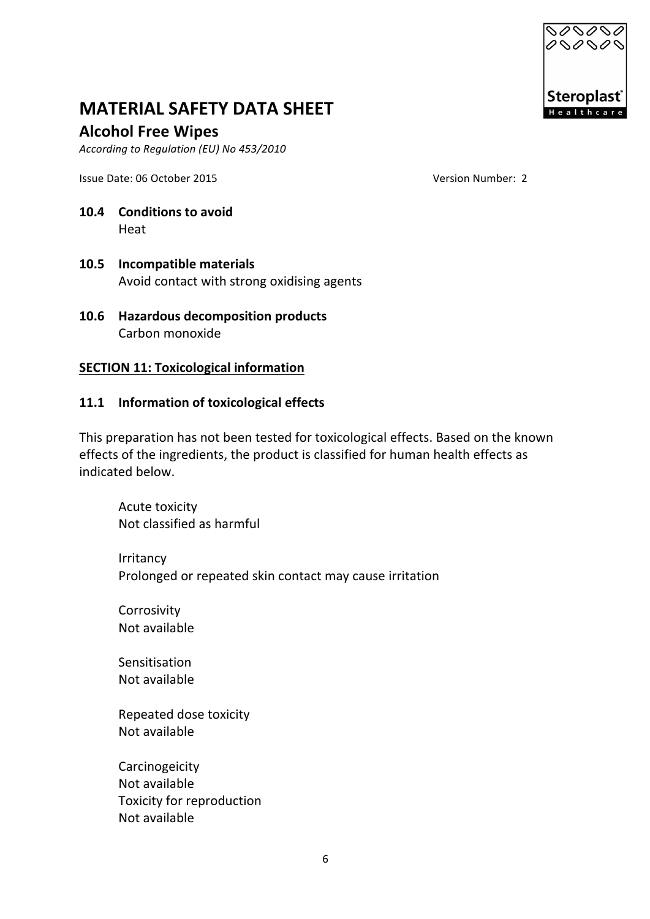**10.4 Conditions to avoid**

Heat

**10.5 Incompatible materials**

Avoid contact with strong oxidising agents

**10.6 Hazardous decomposition products**

Carbon monoxide

## SECTION 11: Toxicological information

**11.1 Information of toxicological effects**

This preparation has not been tested for toxicological effects. Based on the known effects of the ingredients, the product is classified for human health effects as indicated below.

Acute toxicity
Not classified as harmful

Irritancy
Prolonged or repeated skin contact may cause irritation

Corrosivity
Not available

Sensitisation
Not available

Repeated dose toxicity
Not available

Carcinogeicity
Not available
Toxicity for reproduction
Not available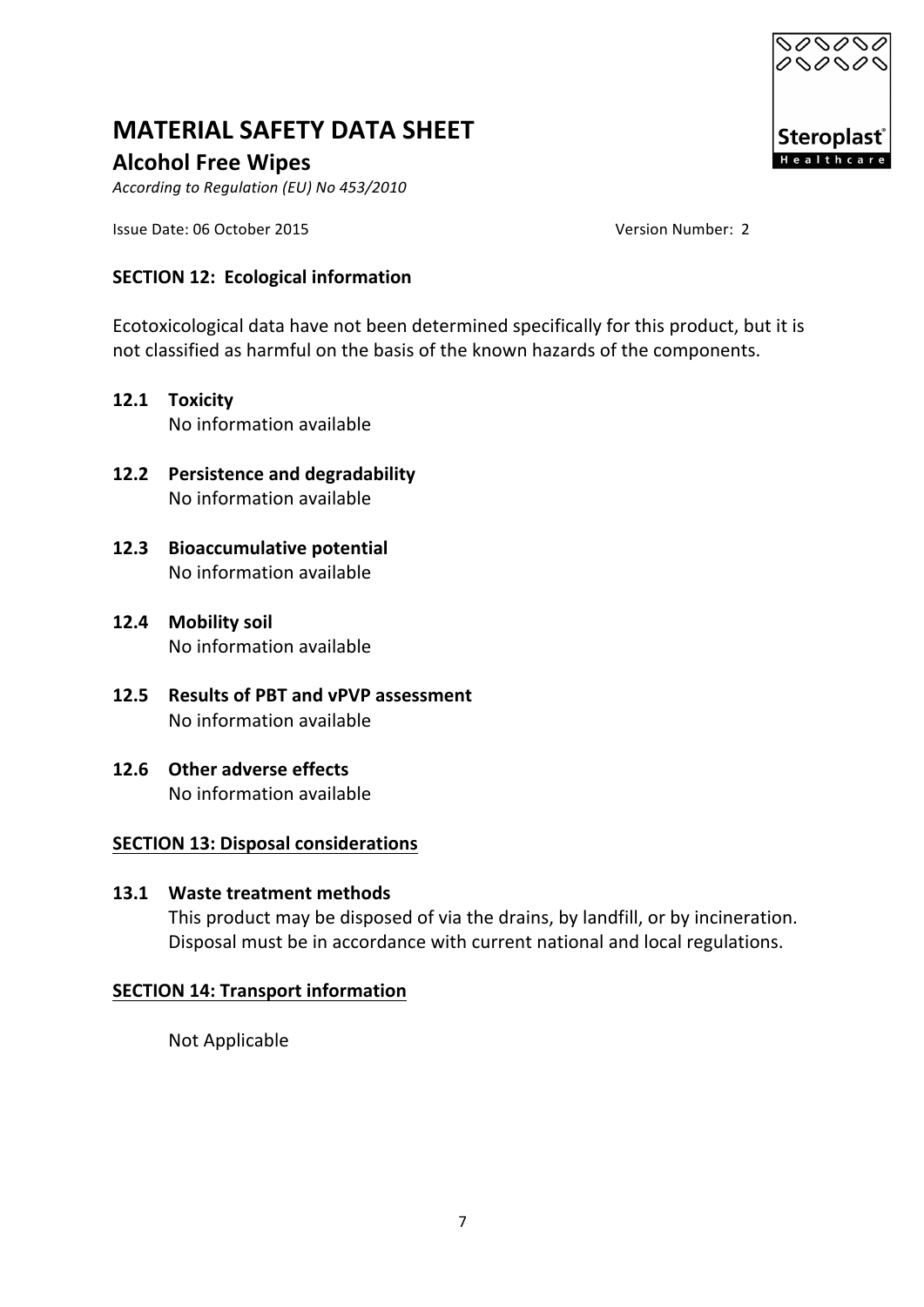# MATERIAL SAFETY DATA SHEET

## Alcohol Free Wipes

*According to Regulation (EU) No 453/2010*

Issue Date: 06 October 2015 Version Number: 2

### SECTION 12: Ecological information

Ecotoxicological data have not been determined specifically for this product, but it is not classified as harmful on the basis of the known hazards of the components.

**12.1 Toxicity**
No information available

**12.2 Persistence and degradability**
No information available

**12.3 Bioaccumulative potential**
No information available

**12.4 Mobility soil**
No information available

**12.5 Results of PBT and vPVP assessment**
No information available

**12.6 Other adverse effects**
No information available

### SECTION 13: Disposal considerations

**13.1 Waste treatment methods**
This product may be disposed of via the drains, by landfill, or by incineration. Disposal must be in accordance with current national and local regulations.

### SECTION 14: Transport information

Not Applicable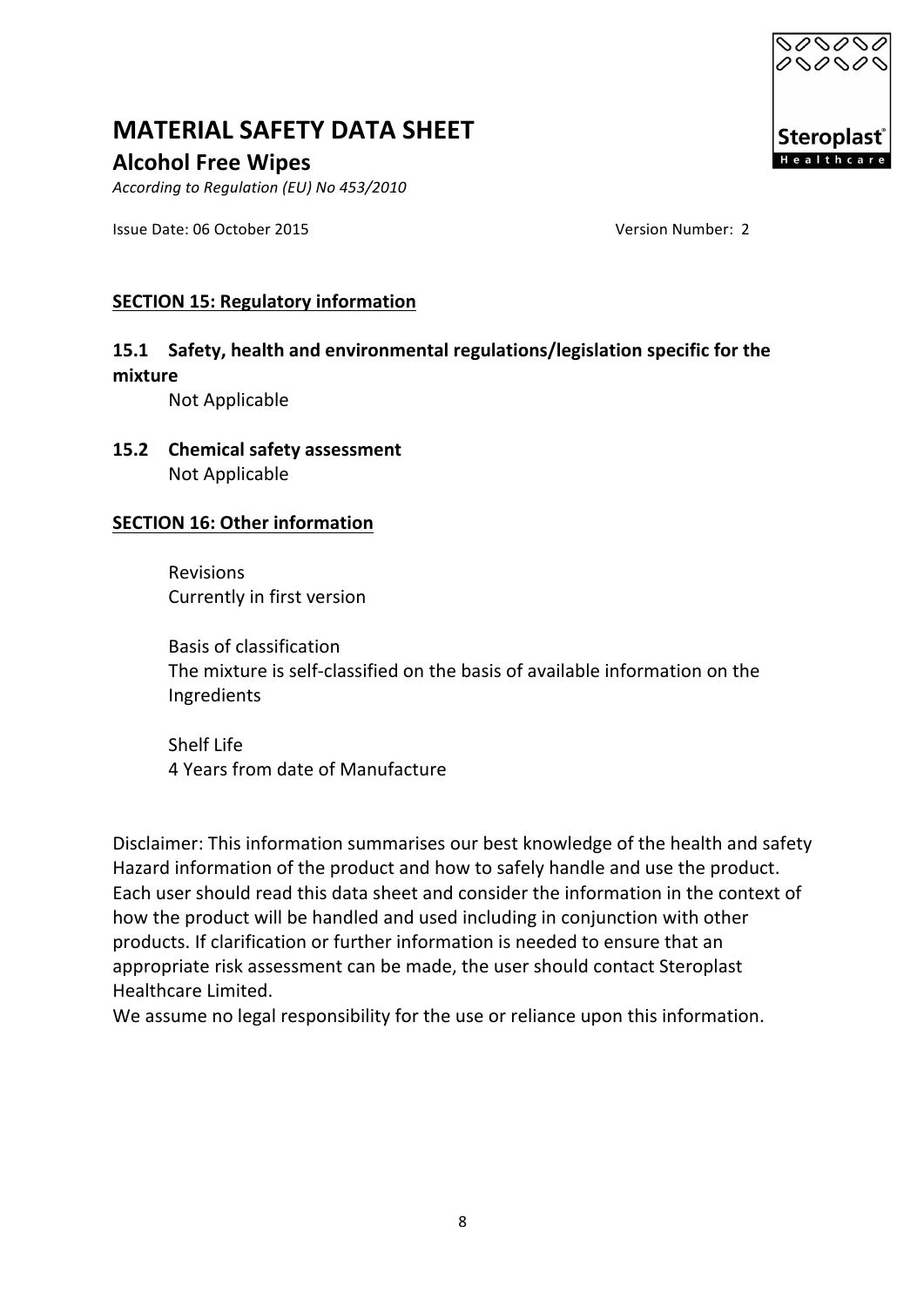**SECTION 15: Regulatory information**

**15.1 Safety, health and environmental regulations/legislation specific for the mixture**

Not Applicable

**15.2 Chemical safety assessment**

Not Applicable

**SECTION 16: Other information**

Revisions
Currently in first version

Basis of classification
The mixture is self-classified on the basis of available information on the Ingredients

Shelf Life
4 Years from date of Manufacture

Disclaimer: This information summarises our best knowledge of the health and safety Hazard information of the product and how to safely handle and use the product. Each user should read this data sheet and consider the information in the context of how the product will be handled and used including in conjunction with other products. If clarification or further information is needed to ensure that an appropriate risk assessment can be made, the user should contact Steroplast Healthcare Limited.
We assume no legal responsibility for the use or reliance upon this information.